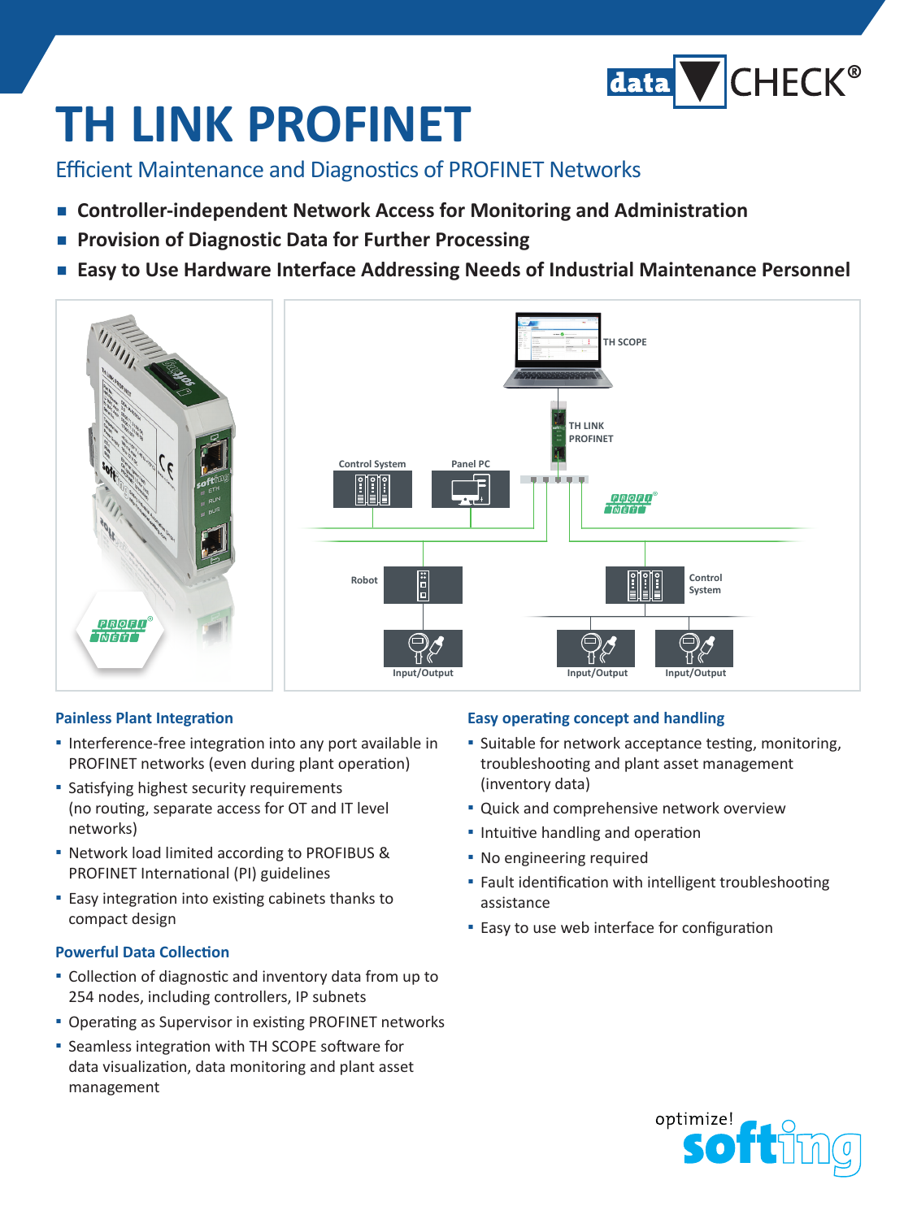# TH LINK PROFINET

## Efficient Maintenance and Diagnostics of PROFINET Networks

- **Controller-independent Network Access for Monitoring and Administration**
- **Provision of Diagnostic Data for Further Processing**
- **Easy to Use Hardware Interface Addressing Needs of Industrial Maintenance Personnel**

### Painless Plant Integration

- Interference-free integration into any port available in PROFINET networks (even during plant operation)
- Satisfying highest security requirements (no routing, separate access for OT and IT level networks)
- Network load limited according to PROFIBUS & PROFINET International (PI) guidelines
- Easy integration into existing cabinets thanks to compact design

### Powerful Data Collection

- Collection of diagnostic and inventory data from up to 254 nodes, including controllers, IP subnets
- Operating as Supervisor in existing PROFINET networks
- Seamless integration with TH SCOPE software for data visualization, data monitoring and plant asset management

### Easy operating concept and handling

- Suitable for network acceptance testing, monitoring, troubleshooting and plant asset management (inventory data)
- Quick and comprehensive network overview
- Intuitive handling and operation
- No engineering required
- Fault identification with intelligent troubleshooting assistance
- Easy to use web interface for configuration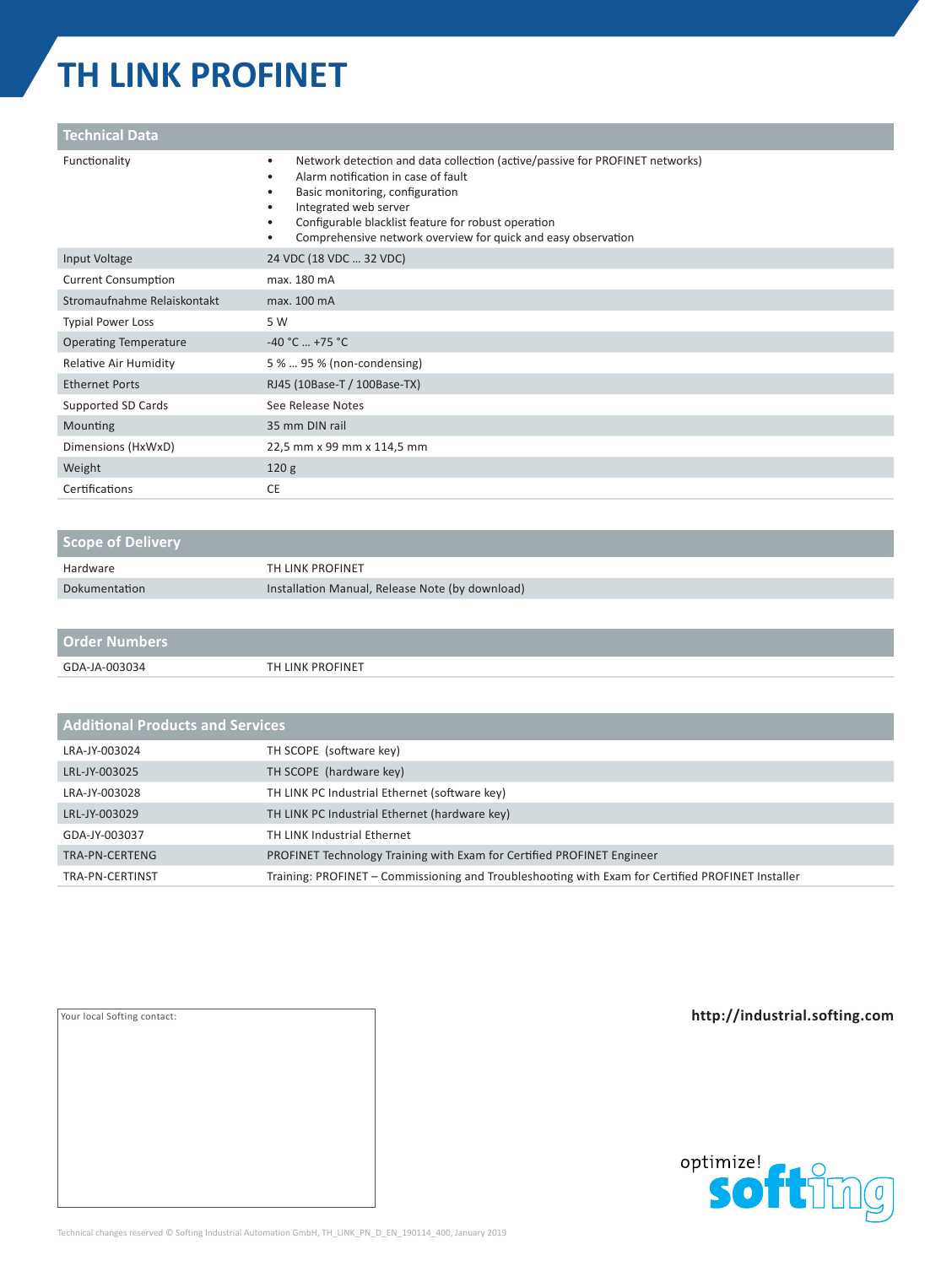# TH LINK PROFINET

| Technical Data | |
|---|---|
| Functionality | • Network detection and data collection (active/passive for PROFINET networks)<br>• Alarm notification in case of fault<br>• Basic monitoring, configuration<br>• Integrated web server<br>• Configurable blacklist feature for robust operation<br>• Comprehensive network overview for quick and easy observation |
| Input Voltage | 24 VDC (18 VDC … 32 VDC) |
| Current Consumption | max. 180 mA |
| Stromaufnahme Relaiskontakt | max. 100 mA |
| Typial Power Loss | 5 W |
| Operating Temperature | -40 °C … +75 °C |
| Relative Air Humidity | 5 % … 95 % (non-condensing) |
| Ethernet Ports | RJ45 (10Base-T / 100Base-TX) |
| Supported SD Cards | See Release Notes |
| Mounting | 35 mm DIN rail |
| Dimensions (HxWxD) | 22,5 mm x 99 mm x 114,5 mm |
| Weight | 120 g |
| Certifications | CE |

| Scope of Delivery | |
|---|---|
| Hardware | TH LINK PROFINET |
| Dokumentation | Installation Manual, Release Note (by download) |

| Order Numbers | |
|---|---|
| GDA-JA-003034 | TH LINK PROFINET |

| Additional Products and Services | |
|---|---|
| LRA-JY-003024 | TH SCOPE (software key) |
| LRL-JY-003025 | TH SCOPE (hardware key) |
| LRA-JY-003028 | TH LINK PC Industrial Ethernet (software key) |
| LRL-JY-003029 | TH LINK PC Industrial Ethernet (hardware key) |
| GDA-JY-003037 | TH LINK Industrial Ethernet |
| TRA-PN-CERTENG | PROFINET Technology Training with Exam for Certified PROFINET Engineer |
| TRA-PN-CERTINST | Training: PROFINET – Commissioning and Troubleshooting with Exam for Certified PROFINET Installer |

Your local Softing contact:

**http://industrial.softing.com**

optimize! softing

Technical changes reserved © Softing Industrial Automation GmbH, TH_LINK_PN_D_EN_190114_400, January 2019